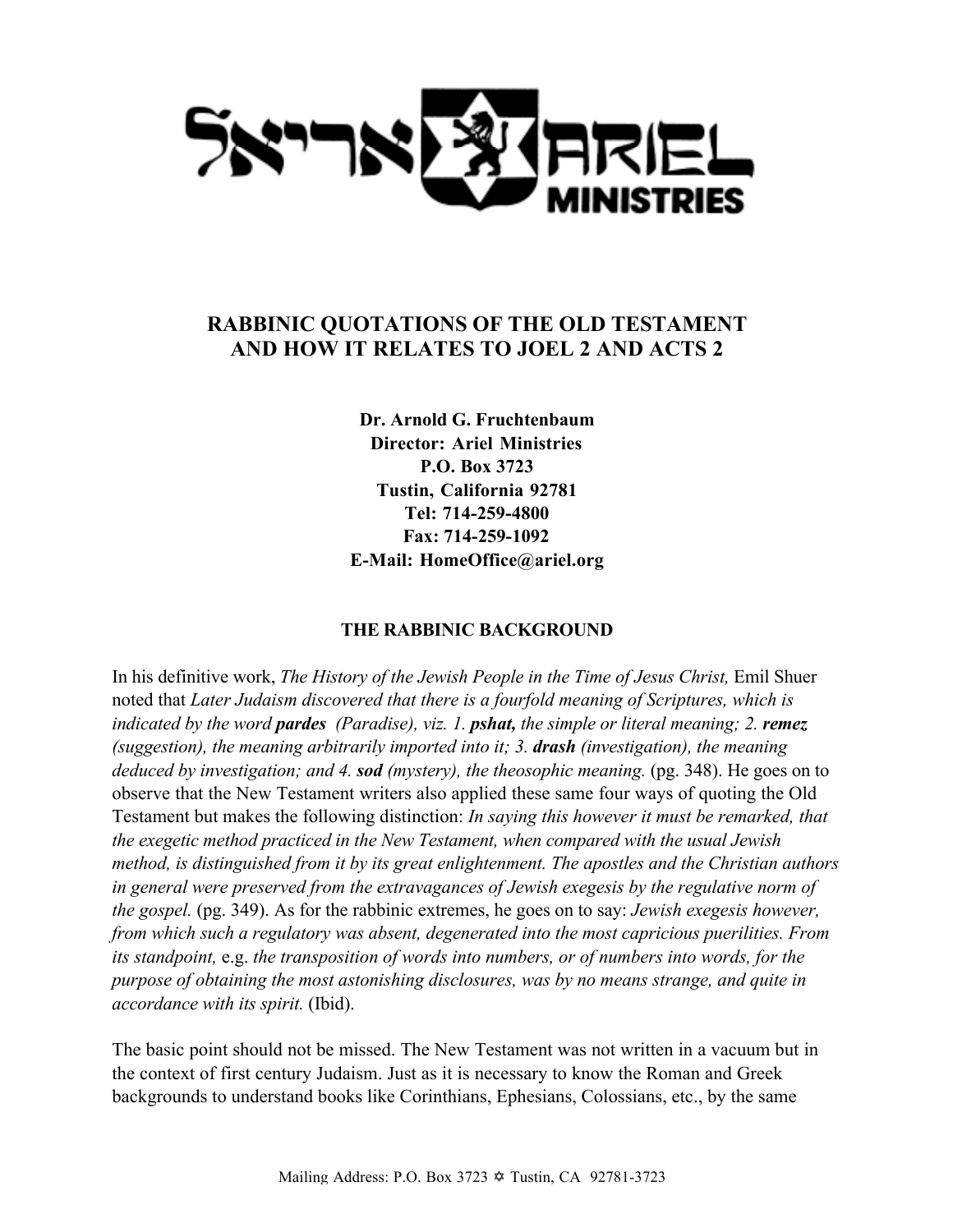# RABBINIC QUOTATIONS OF THE OLD TESTAMENT AND HOW IT RELATES TO JOEL 2 AND ACTS 2

**Dr. Arnold G. Fruchtenbaum**
**Director: Ariel Ministries**
**P.O. Box 3723**
**Tustin, California 92781**
**Tel: 714-259-4800**
**Fax: 714-259-1092**
**E-Mail: HomeOffice@ariel.org**

## THE RABBINIC BACKGROUND

In his definitive work, *The History of the Jewish People in the Time of Jesus Christ,* Emil Shuer noted that *Later Judaism discovered that there is a fourfold meaning of Scriptures, which is indicated by the word **pardes** (Paradise), viz. 1. **pshat,** the simple or literal meaning; 2. **remez** (suggestion), the meaning arbitrarily imported into it; 3. **drash** (investigation), the meaning deduced by investigation; and 4. **sod** (mystery), the theosophic meaning.* (pg. 348). He goes on to observe that the New Testament writers also applied these same four ways of quoting the Old Testament but makes the following distinction: *In saying this however it must be remarked, that the exegetic method practiced in the New Testament, when compared with the usual Jewish method, is distinguished from it by its great enlightenment. The apostles and the Christian authors in general were preserved from the extravagances of Jewish exegesis by the regulative norm of the gospel.* (pg. 349). As for the rabbinic extremes, he goes on to say: *Jewish exegesis however, from which such a regulatory was absent, degenerated into the most capricious puerilities. From its standpoint,* e.g. *the transposition of words into numbers, or of numbers into words, for the purpose of obtaining the most astonishing disclosures, was by no means strange, and quite in accordance with its spirit.* (Ibid).

The basic point should not be missed. The New Testament was not written in a vacuum but in the context of first century Judaism. Just as it is necessary to know the Roman and Greek backgrounds to understand books like Corinthians, Ephesians, Colossians, etc., by the same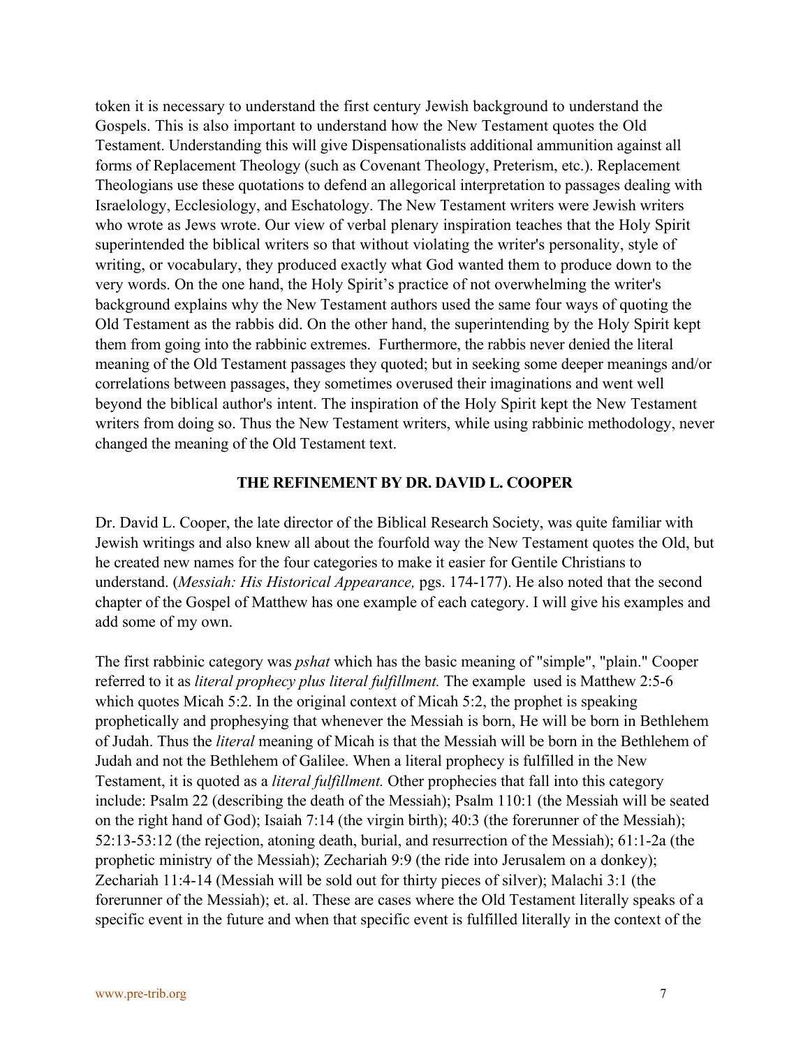token it is necessary to understand the first century Jewish background to understand the Gospels. This is also important to understand how the New Testament quotes the Old Testament. Understanding this will give Dispensationalists additional ammunition against all forms of Replacement Theology (such as Covenant Theology, Preterism, etc.). Replacement Theologians use these quotations to defend an allegorical interpretation to passages dealing with Israelology, Ecclesiology, and Eschatology. The New Testament writers were Jewish writers who wrote as Jews wrote. Our view of verbal plenary inspiration teaches that the Holy Spirit superintended the biblical writers so that without violating the writer's personality, style of writing, or vocabulary, they produced exactly what God wanted them to produce down to the very words. On the one hand, the Holy Spirit's practice of not overwhelming the writer's background explains why the New Testament authors used the same four ways of quoting the Old Testament as the rabbis did. On the other hand, the superintending by the Holy Spirit kept them from going into the rabbinic extremes. Furthermore, the rabbis never denied the literal meaning of the Old Testament passages they quoted; but in seeking some deeper meanings and/or correlations between passages, they sometimes overused their imaginations and went well beyond the biblical author's intent. The inspiration of the Holy Spirit kept the New Testament writers from doing so. Thus the New Testament writers, while using rabbinic methodology, never changed the meaning of the Old Testament text.

## THE REFINEMENT BY DR. DAVID L. COOPER

Dr. David L. Cooper, the late director of the Biblical Research Society, was quite familiar with Jewish writings and also knew all about the fourfold way the New Testament quotes the Old, but he created new names for the four categories to make it easier for Gentile Christians to understand. (*Messiah: His Historical Appearance,* pgs. 174-177). He also noted that the second chapter of the Gospel of Matthew has one example of each category. I will give his examples and add some of my own.

The first rabbinic category was *pshat* which has the basic meaning of "simple", "plain." Cooper referred to it as *literal prophecy plus literal fulfillment.* The example used is Matthew 2:5-6 which quotes Micah 5:2. In the original context of Micah 5:2, the prophet is speaking prophetically and prophesying that whenever the Messiah is born, He will be born in Bethlehem of Judah. Thus the *literal* meaning of Micah is that the Messiah will be born in the Bethlehem of Judah and not the Bethlehem of Galilee. When a literal prophecy is fulfilled in the New Testament, it is quoted as a *literal fulfillment.* Other prophecies that fall into this category include: Psalm 22 (describing the death of the Messiah); Psalm 110:1 (the Messiah will be seated on the right hand of God); Isaiah 7:14 (the virgin birth); 40:3 (the forerunner of the Messiah); 52:13-53:12 (the rejection, atoning death, burial, and resurrection of the Messiah); 61:1-2a (the prophetic ministry of the Messiah); Zechariah 9:9 (the ride into Jerusalem on a donkey); Zechariah 11:4-14 (Messiah will be sold out for thirty pieces of silver); Malachi 3:1 (the forerunner of the Messiah); et. al. These are cases where the Old Testament literally speaks of a specific event in the future and when that specific event is fulfilled literally in the context of the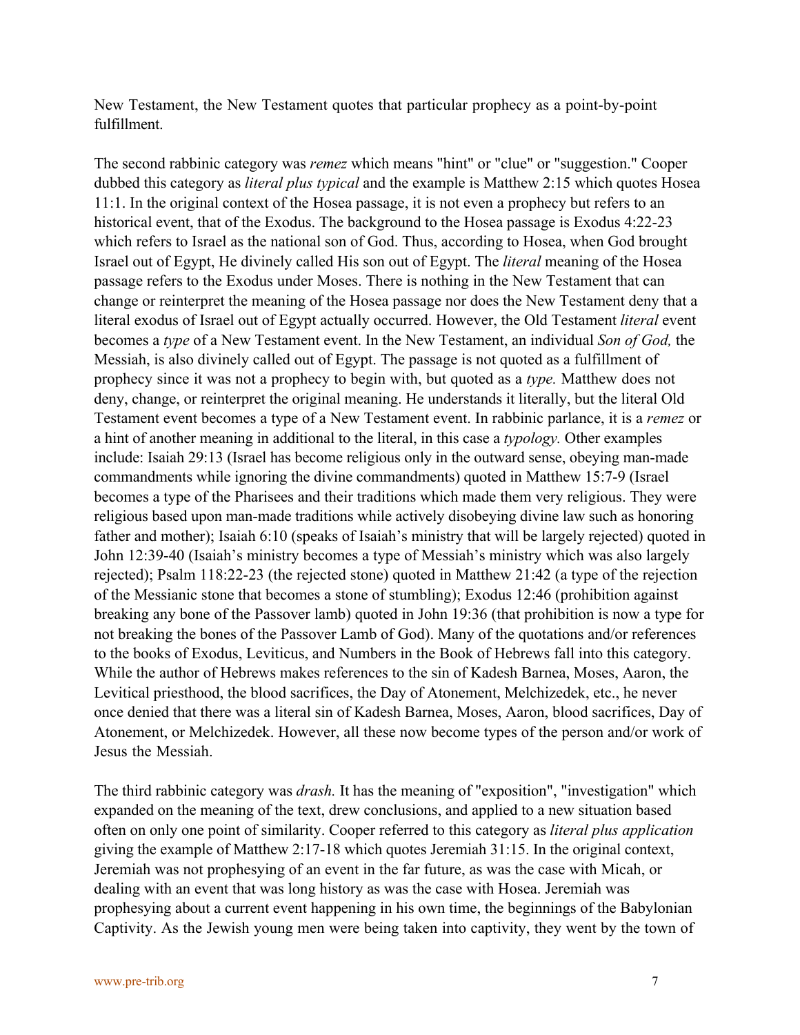New Testament, the New Testament quotes that particular prophecy as a point-by-point fulfillment.

The second rabbinic category was *remez* which means "hint" or "clue" or "suggestion." Cooper dubbed this category as *literal plus typical* and the example is Matthew 2:15 which quotes Hosea 11:1. In the original context of the Hosea passage, it is not even a prophecy but refers to an historical event, that of the Exodus. The background to the Hosea passage is Exodus 4:22-23 which refers to Israel as the national son of God. Thus, according to Hosea, when God brought Israel out of Egypt, He divinely called His son out of Egypt. The *literal* meaning of the Hosea passage refers to the Exodus under Moses. There is nothing in the New Testament that can change or reinterpret the meaning of the Hosea passage nor does the New Testament deny that a literal exodus of Israel out of Egypt actually occurred. However, the Old Testament *literal* event becomes a *type* of a New Testament event. In the New Testament, an individual *Son of God,* the Messiah, is also divinely called out of Egypt. The passage is not quoted as a fulfillment of prophecy since it was not a prophecy to begin with, but quoted as a *type.* Matthew does not deny, change, or reinterpret the original meaning. He understands it literally, but the literal Old Testament event becomes a type of a New Testament event. In rabbinic parlance, it is a *remez* or a hint of another meaning in additional to the literal, in this case a *typology.* Other examples include: Isaiah 29:13 (Israel has become religious only in the outward sense, obeying man-made commandments while ignoring the divine commandments) quoted in Matthew 15:7-9 (Israel becomes a type of the Pharisees and their traditions which made them very religious. They were religious based upon man-made traditions while actively disobeying divine law such as honoring father and mother); Isaiah 6:10 (speaks of Isaiah's ministry that will be largely rejected) quoted in John 12:39-40 (Isaiah's ministry becomes a type of Messiah's ministry which was also largely rejected); Psalm 118:22-23 (the rejected stone) quoted in Matthew 21:42 (a type of the rejection of the Messianic stone that becomes a stone of stumbling); Exodus 12:46 (prohibition against breaking any bone of the Passover lamb) quoted in John 19:36 (that prohibition is now a type for not breaking the bones of the Passover Lamb of God). Many of the quotations and/or references to the books of Exodus, Leviticus, and Numbers in the Book of Hebrews fall into this category. While the author of Hebrews makes references to the sin of Kadesh Barnea, Moses, Aaron, the Levitical priesthood, the blood sacrifices, the Day of Atonement, Melchizedek, etc., he never once denied that there was a literal sin of Kadesh Barnea, Moses, Aaron, blood sacrifices, Day of Atonement, or Melchizedek. However, all these now become types of the person and/or work of Jesus the Messiah.

The third rabbinic category was *drash.* It has the meaning of "exposition", "investigation" which expanded on the meaning of the text, drew conclusions, and applied to a new situation based often on only one point of similarity. Cooper referred to this category as *literal plus application* giving the example of Matthew 2:17-18 which quotes Jeremiah 31:15. In the original context, Jeremiah was not prophesying of an event in the far future, as was the case with Micah, or dealing with an event that was long history as was the case with Hosea. Jeremiah was prophesying about a current event happening in his own time, the beginnings of the Babylonian Captivity. As the Jewish young men were being taken into captivity, they went by the town of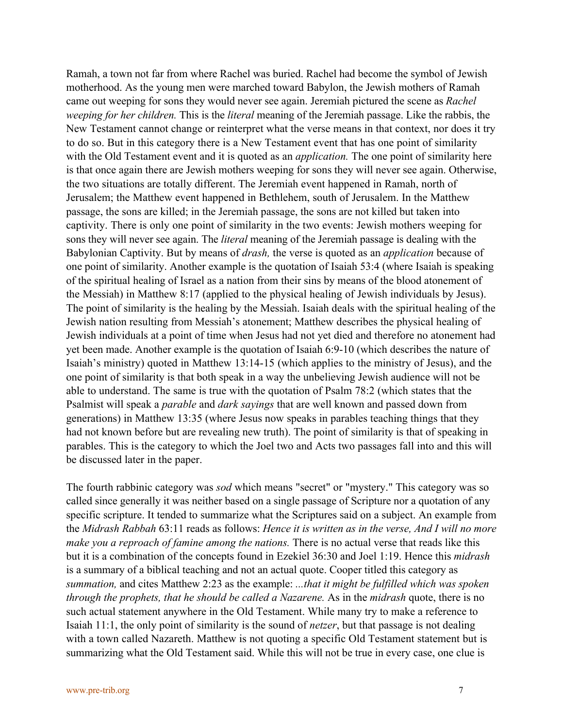Ramah, a town not far from where Rachel was buried. Rachel had become the symbol of Jewish motherhood. As the young men were marched toward Babylon, the Jewish mothers of Ramah came out weeping for sons they would never see again. Jeremiah pictured the scene as *Rachel weeping for her children.* This is the *literal* meaning of the Jeremiah passage. Like the rabbis, the New Testament cannot change or reinterpret what the verse means in that context, nor does it try to do so. But in this category there is a New Testament event that has one point of similarity with the Old Testament event and it is quoted as an *application.* The one point of similarity here is that once again there are Jewish mothers weeping for sons they will never see again. Otherwise, the two situations are totally different. The Jeremiah event happened in Ramah, north of Jerusalem; the Matthew event happened in Bethlehem, south of Jerusalem. In the Matthew passage, the sons are killed; in the Jeremiah passage, the sons are not killed but taken into captivity. There is only one point of similarity in the two events: Jewish mothers weeping for sons they will never see again. The *literal* meaning of the Jeremiah passage is dealing with the Babylonian Captivity. But by means of *drash,* the verse is quoted as an *application* because of one point of similarity. Another example is the quotation of Isaiah 53:4 (where Isaiah is speaking of the spiritual healing of Israel as a nation from their sins by means of the blood atonement of the Messiah) in Matthew 8:17 (applied to the physical healing of Jewish individuals by Jesus). The point of similarity is the healing by the Messiah. Isaiah deals with the spiritual healing of the Jewish nation resulting from Messiah's atonement; Matthew describes the physical healing of Jewish individuals at a point of time when Jesus had not yet died and therefore no atonement had yet been made. Another example is the quotation of Isaiah 6:9-10 (which describes the nature of Isaiah's ministry) quoted in Matthew 13:14-15 (which applies to the ministry of Jesus), and the one point of similarity is that both speak in a way the unbelieving Jewish audience will not be able to understand. The same is true with the quotation of Psalm 78:2 (which states that the Psalmist will speak a *parable* and *dark sayings* that are well known and passed down from generations) in Matthew 13:35 (where Jesus now speaks in parables teaching things that they had not known before but are revealing new truth). The point of similarity is that of speaking in parables. This is the category to which the Joel two and Acts two passages fall into and this will be discussed later in the paper.

The fourth rabbinic category was *sod* which means "secret" or "mystery." This category was so called since generally it was neither based on a single passage of Scripture nor a quotation of any specific scripture. It tended to summarize what the Scriptures said on a subject. An example from the *Midrash Rabbah* 63:11 reads as follows: *Hence it is written as in the verse, And I will no more make you a reproach of famine among the nations.* There is no actual verse that reads like this but it is a combination of the concepts found in Ezekiel 36:30 and Joel 1:19. Hence this *midrash* is a summary of a biblical teaching and not an actual quote. Cooper titled this category as *summation,* and cites Matthew 2:23 as the example: *...that it might be fulfilled which was spoken through the prophets, that he should be called a Nazarene.* As in the *midrash* quote, there is no such actual statement anywhere in the Old Testament. While many try to make a reference to Isaiah 11:1, the only point of similarity is the sound of *netzer*, but that passage is not dealing with a town called Nazareth. Matthew is not quoting a specific Old Testament statement but is summarizing what the Old Testament said. While this will not be true in every case, one clue is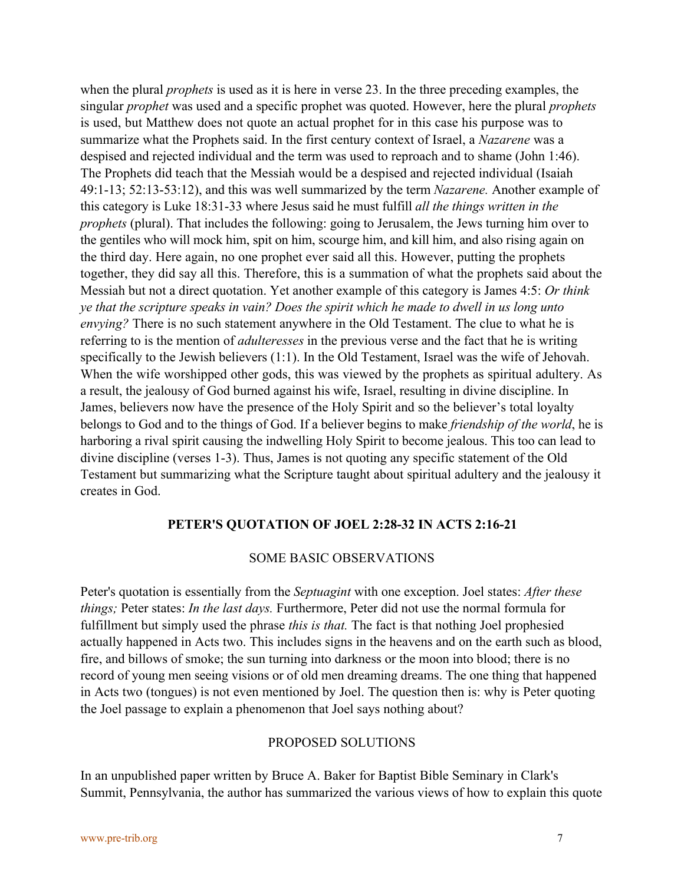when the plural *prophets* is used as it is here in verse 23. In the three preceding examples, the singular *prophet* was used and a specific prophet was quoted. However, here the plural *prophets* is used, but Matthew does not quote an actual prophet for in this case his purpose was to summarize what the Prophets said. In the first century context of Israel, a *Nazarene* was a despised and rejected individual and the term was used to reproach and to shame (John 1:46). The Prophets did teach that the Messiah would be a despised and rejected individual (Isaiah 49:1-13; 52:13-53:12), and this was well summarized by the term *Nazarene.* Another example of this category is Luke 18:31-33 where Jesus said he must fulfill *all the things written in the prophets* (plural). That includes the following: going to Jerusalem, the Jews turning him over to the gentiles who will mock him, spit on him, scourge him, and kill him, and also rising again on the third day. Here again, no one prophet ever said all this. However, putting the prophets together, they did say all this. Therefore, this is a summation of what the prophets said about the Messiah but not a direct quotation. Yet another example of this category is James 4:5: *Or think ye that the scripture speaks in vain? Does the spirit which he made to dwell in us long unto envying?* There is no such statement anywhere in the Old Testament. The clue to what he is referring to is the mention of *adulteresses* in the previous verse and the fact that he is writing specifically to the Jewish believers (1:1). In the Old Testament, Israel was the wife of Jehovah. When the wife worshipped other gods, this was viewed by the prophets as spiritual adultery. As a result, the jealousy of God burned against his wife, Israel, resulting in divine discipline. In James, believers now have the presence of the Holy Spirit and so the believer's total loyalty belongs to God and to the things of God. If a believer begins to make *friendship of the world*, he is harboring a rival spirit causing the indwelling Holy Spirit to become jealous. This too can lead to divine discipline (verses 1-3). Thus, James is not quoting any specific statement of the Old Testament but summarizing what the Scripture taught about spiritual adultery and the jealousy it creates in God.

## PETER'S QUOTATION OF JOEL 2:28-32 IN ACTS 2:16-21

### SOME BASIC OBSERVATIONS

Peter's quotation is essentially from the *Septuagint* with one exception. Joel states: *After these things;* Peter states: *In the last days.* Furthermore, Peter did not use the normal formula for fulfillment but simply used the phrase *this is that.* The fact is that nothing Joel prophesied actually happened in Acts two. This includes signs in the heavens and on the earth such as blood, fire, and billows of smoke; the sun turning into darkness or the moon into blood; there is no record of young men seeing visions or of old men dreaming dreams. The one thing that happened in Acts two (tongues) is not even mentioned by Joel. The question then is: why is Peter quoting the Joel passage to explain a phenomenon that Joel says nothing about?

### PROPOSED SOLUTIONS

In an unpublished paper written by Bruce A. Baker for Baptist Bible Seminary in Clark's Summit, Pennsylvania, the author has summarized the various views of how to explain this quote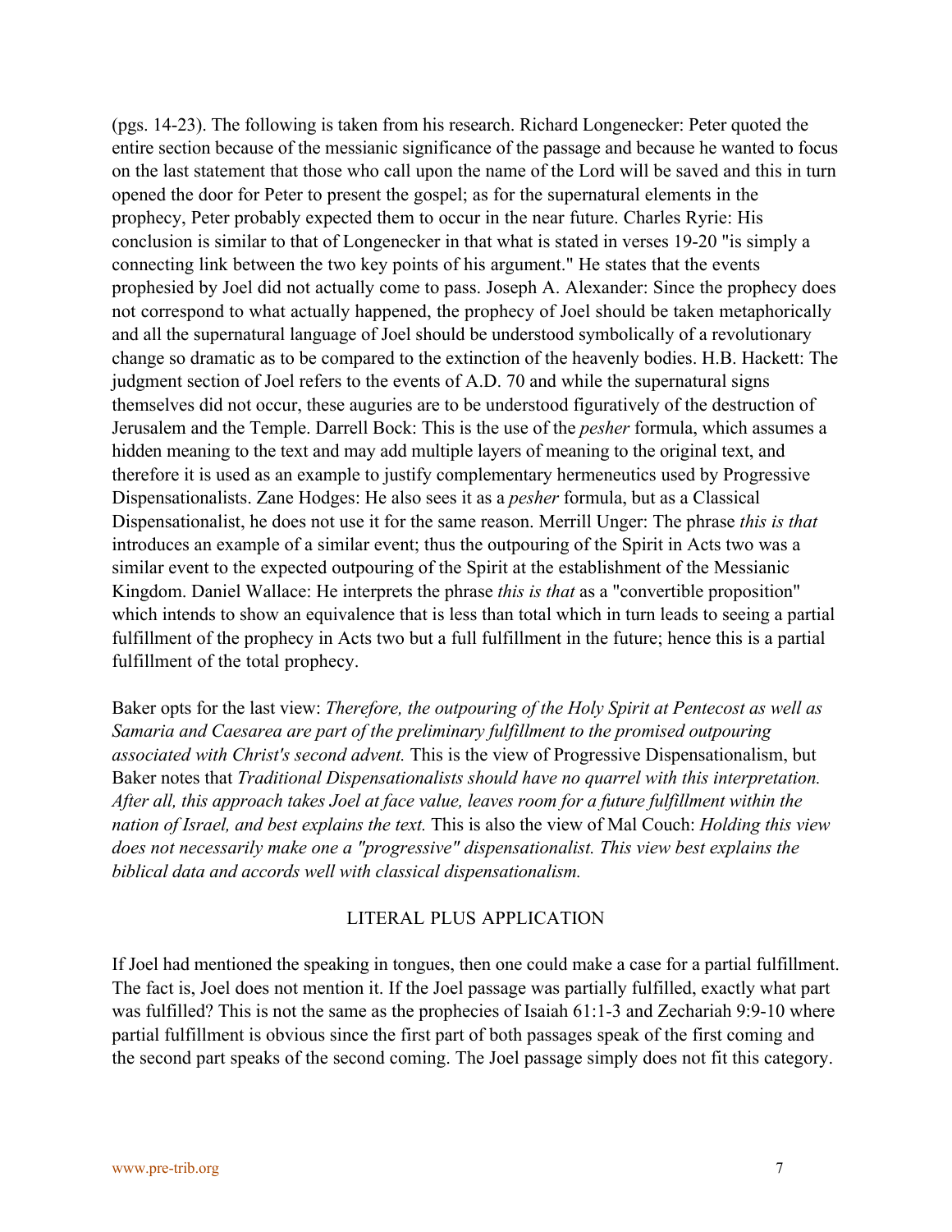(pgs. 14-23). The following is taken from his research. Richard Longenecker: Peter quoted the entire section because of the messianic significance of the passage and because he wanted to focus on the last statement that those who call upon the name of the Lord will be saved and this in turn opened the door for Peter to present the gospel; as for the supernatural elements in the prophecy, Peter probably expected them to occur in the near future. Charles Ryrie: His conclusion is similar to that of Longenecker in that what is stated in verses 19-20 "is simply a connecting link between the two key points of his argument." He states that the events prophesied by Joel did not actually come to pass. Joseph A. Alexander: Since the prophecy does not correspond to what actually happened, the prophecy of Joel should be taken metaphorically and all the supernatural language of Joel should be understood symbolically of a revolutionary change so dramatic as to be compared to the extinction of the heavenly bodies. H.B. Hackett: The judgment section of Joel refers to the events of A.D. 70 and while the supernatural signs themselves did not occur, these auguries are to be understood figuratively of the destruction of Jerusalem and the Temple. Darrell Bock: This is the use of the *pesher* formula, which assumes a hidden meaning to the text and may add multiple layers of meaning to the original text, and therefore it is used as an example to justify complementary hermeneutics used by Progressive Dispensationalists. Zane Hodges: He also sees it as a *pesher* formula, but as a Classical Dispensationalist, he does not use it for the same reason. Merrill Unger: The phrase *this is that* introduces an example of a similar event; thus the outpouring of the Spirit in Acts two was a similar event to the expected outpouring of the Spirit at the establishment of the Messianic Kingdom. Daniel Wallace: He interprets the phrase *this is that* as a "convertible proposition" which intends to show an equivalence that is less than total which in turn leads to seeing a partial fulfillment of the prophecy in Acts two but a full fulfillment in the future; hence this is a partial fulfillment of the total prophecy.

Baker opts for the last view: *Therefore, the outpouring of the Holy Spirit at Pentecost as well as Samaria and Caesarea are part of the preliminary fulfillment to the promised outpouring associated with Christ's second advent.* This is the view of Progressive Dispensationalism, but Baker notes that *Traditional Dispensationalists should have no quarrel with this interpretation. After all, this approach takes Joel at face value, leaves room for a future fulfillment within the nation of Israel, and best explains the text.* This is also the view of Mal Couch: *Holding this view does not necessarily make one a "progressive" dispensationalist. This view best explains the biblical data and accords well with classical dispensationalism.*

## LITERAL PLUS APPLICATION

If Joel had mentioned the speaking in tongues, then one could make a case for a partial fulfillment. The fact is, Joel does not mention it. If the Joel passage was partially fulfilled, exactly what part was fulfilled? This is not the same as the prophecies of Isaiah 61:1-3 and Zechariah 9:9-10 where partial fulfillment is obvious since the first part of both passages speak of the first coming and the second part speaks of the second coming. The Joel passage simply does not fit this category.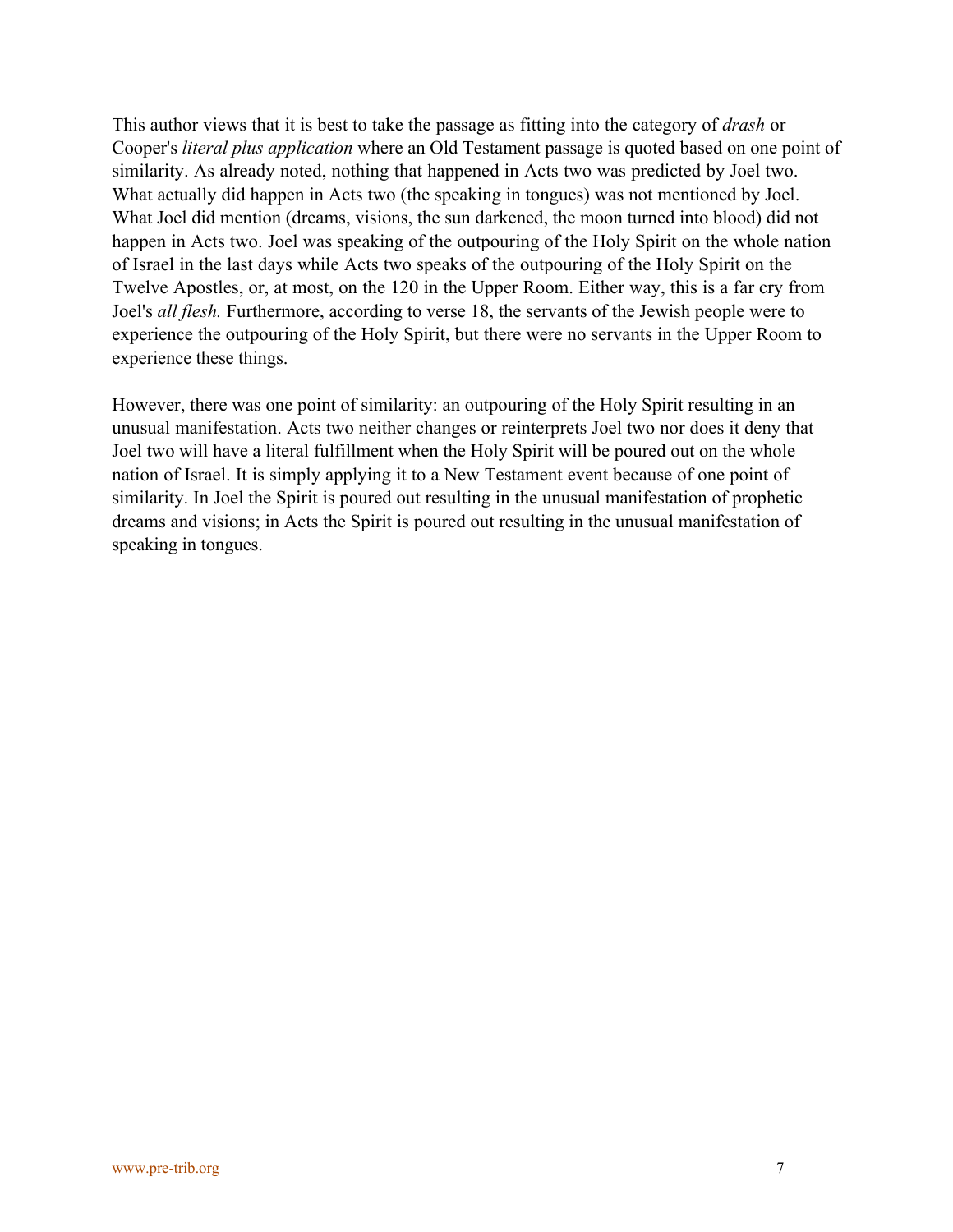This author views that it is best to take the passage as fitting into the category of *drash* or Cooper's *literal plus application* where an Old Testament passage is quoted based on one point of similarity. As already noted, nothing that happened in Acts two was predicted by Joel two. What actually did happen in Acts two (the speaking in tongues) was not mentioned by Joel. What Joel did mention (dreams, visions, the sun darkened, the moon turned into blood) did not happen in Acts two. Joel was speaking of the outpouring of the Holy Spirit on the whole nation of Israel in the last days while Acts two speaks of the outpouring of the Holy Spirit on the Twelve Apostles, or, at most, on the 120 in the Upper Room. Either way, this is a far cry from Joel's *all flesh.* Furthermore, according to verse 18, the servants of the Jewish people were to experience the outpouring of the Holy Spirit, but there were no servants in the Upper Room to experience these things.

However, there was one point of similarity: an outpouring of the Holy Spirit resulting in an unusual manifestation. Acts two neither changes or reinterprets Joel two nor does it deny that Joel two will have a literal fulfillment when the Holy Spirit will be poured out on the whole nation of Israel. It is simply applying it to a New Testament event because of one point of similarity. In Joel the Spirit is poured out resulting in the unusual manifestation of prophetic dreams and visions; in Acts the Spirit is poured out resulting in the unusual manifestation of speaking in tongues.